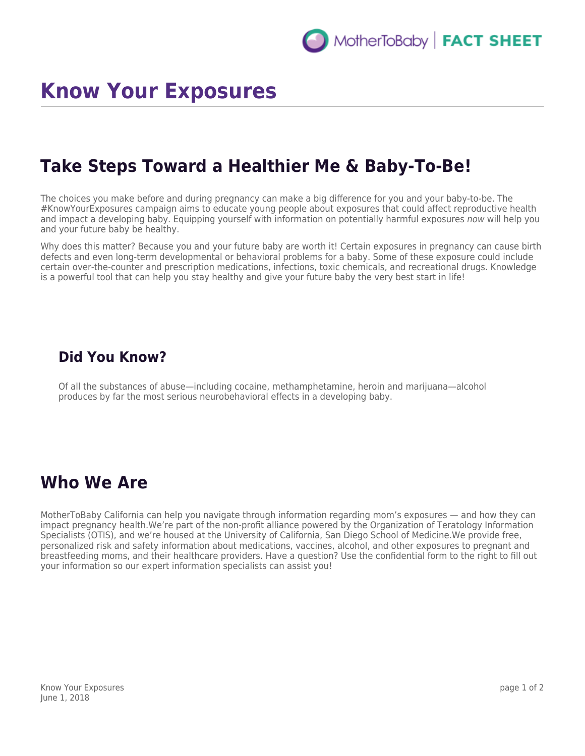# Know Your Exposures

## Take Steps Toward a Healthier Me & Baby-To-Be!

The choices you make before and during pregnancy can make a big difference for you and your baby-to-be. The #KnowYourExposures campaign aims to educate young people about exposures that could affect reproductive health and impact a developing baby. Equipping yourself with information on potentially harmful exposures *now* will help you and your future baby be healthy.

Why does this matter? Because you and your future baby are worth it! Certain exposures in pregnancy can cause birth defects and even long-term developmental or behavioral problems for a baby. Some of these exposure could include certain over-the-counter and prescription medications, infections, toxic chemicals, and recreational drugs. Knowledge is a powerful tool that can help you stay healthy and give your future baby the very best start in life!

### Did You Know?

Of all the substances of abuse—including cocaine, methamphetamine, heroin and marijuana—alcohol produces by far the most serious neurobehavioral effects in a developing baby.

## Who We Are

MotherToBaby California can help you navigate through information regarding mom's exposures — and how they can impact pregnancy health.We're part of the non-profit alliance powered by the Organization of Teratology Information Specialists (OTIS), and we're housed at the University of California, San Diego School of Medicine.We provide free, personalized risk and safety information about medications, vaccines, alcohol, and other exposures to pregnant and breastfeeding moms, and their healthcare providers. Have a question? Use the confidential form to the right to fill out your information so our expert information specialists can assist you!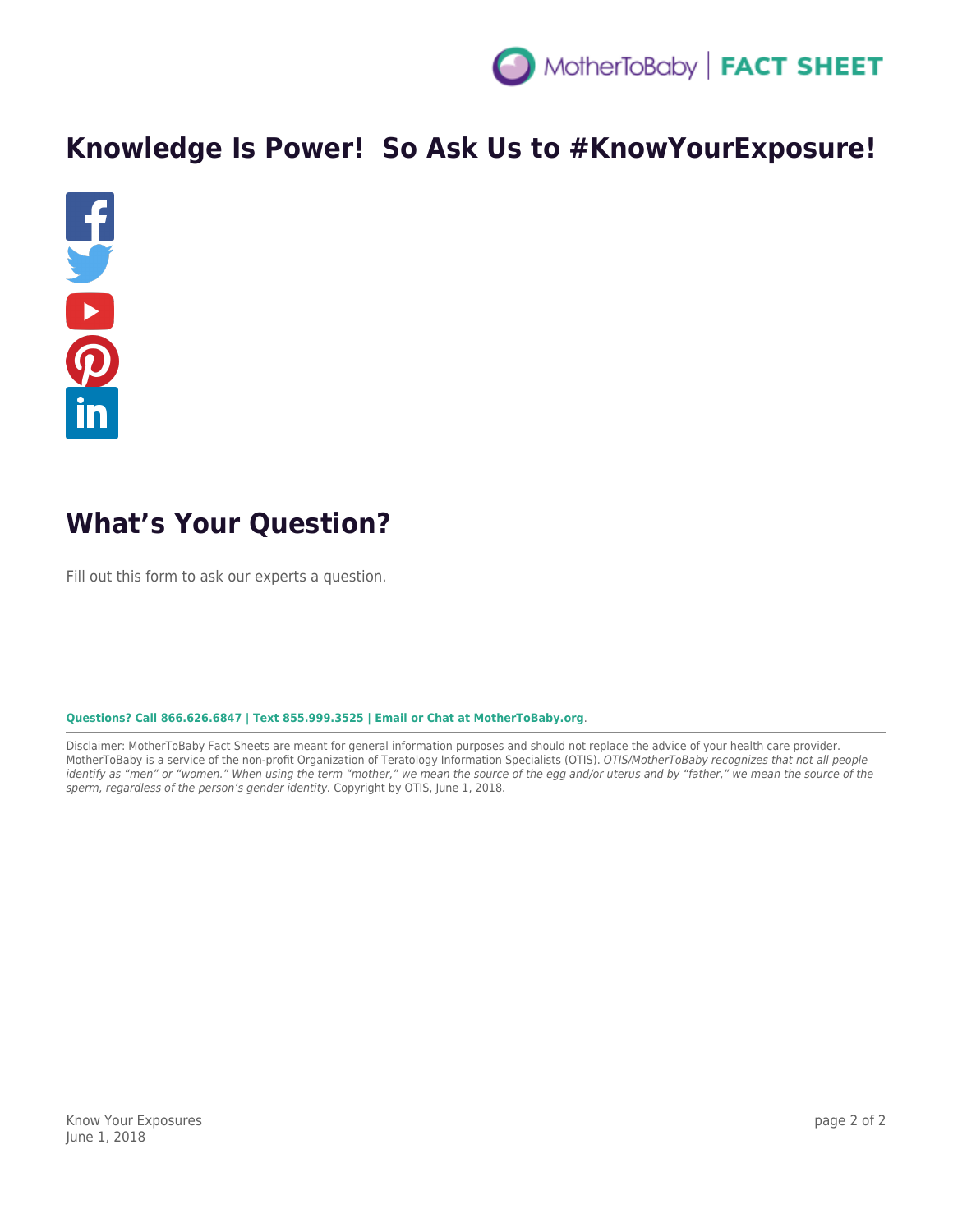## Knowledge Is Power!  So Ask Us to #KnowYourExposure!

## What's Your Question?

Fill out this form to ask our experts a question.

**Questions? Call 866.626.6847 | Text 855.999.3525 | Email or Chat at MotherToBaby.org**.

---

Disclaimer: MotherToBaby Fact Sheets are meant for general information purposes and should not replace the advice of your health care provider. MotherToBaby is a service of the non-profit Organization of Teratology Information Specialists (OTIS). *OTIS/MotherToBaby recognizes that not all people identify as "men" or "women." When using the term "mother," we mean the source of the egg and/or uterus and by "father," we mean the source of the sperm, regardless of the person's gender identity.* Copyright by OTIS, June 1, 2018.